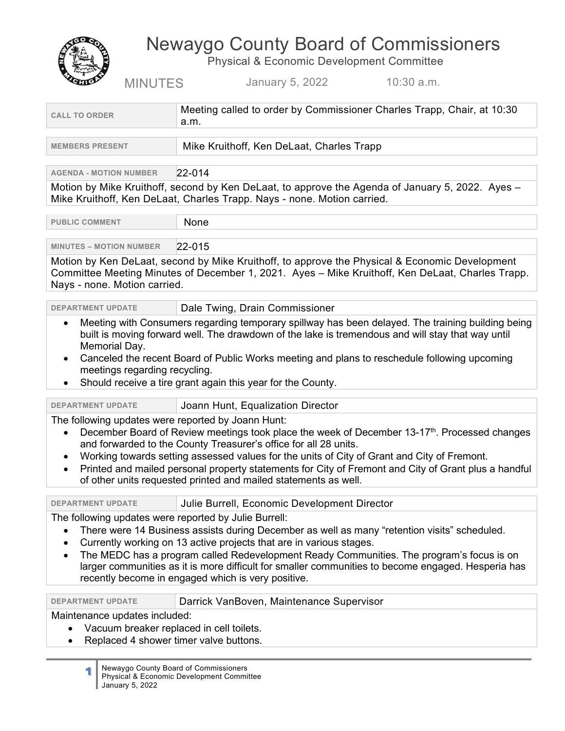# Newaygo County Board of Commissioners

Physical & Economic Development Committee

MINUTES January 5, 2022 10:30 a.m.

**CALL TO ORDER** Meeting called to order by Commissioner Charles Trapp, Chair, at 10:30 a.m.

**MEMBERS PRESENT** Mike Kruithoff, Ken DeLaat, Charles Trapp

**AGENDA - MOTION NUMBER** 22-014

Motion by Mike Kruithoff, second by Ken DeLaat, to approve the Agenda of January 5, 2022. Ayes – Mike Kruithoff, Ken DeLaat, Charles Trapp. Nays - none. Motion carried.

**PUBLIC COMMENT** None

**MINUTES – MOTION NUMBER** 22-015

Motion by Ken DeLaat, second by Mike Kruithoff, to approve the Physical & Economic Development Committee Meeting Minutes of December 1, 2021. Ayes – Mike Kruithoff, Ken DeLaat, Charles Trapp. Nays - none. Motion carried.

**DEPARTMENT UPDATE** Dale Twing, Drain Commissioner

- Meeting with Consumers regarding temporary spillway has been delayed. The training building being built is moving forward well. The drawdown of the lake is tremendous and will stay that way until Memorial Day.
- Canceled the recent Board of Public Works meeting and plans to reschedule following upcoming meetings regarding recycling.
- Should receive a tire grant again this year for the County.

**DEPARTMENT UPDATE** Joann Hunt, Equalization Director

The following updates were reported by Joann Hunt:

- December Board of Review meetings took place the week of December 13-17th. Processed changes and forwarded to the County Treasurer's office for all 28 units.
- Working towards setting assessed values for the units of City of Grant and City of Fremont.
- Printed and mailed personal property statements for City of Fremont and City of Grant plus a handful of other units requested printed and mailed statements as well.

**DEPARTMENT UPDATE** Julie Burrell, Economic Development Director

The following updates were reported by Julie Burrell:

- There were 14 Business assists during December as well as many "retention visits" scheduled.
- Currently working on 13 active projects that are in various stages.
- The MEDC has a program called Redevelopment Ready Communities. The program's focus is on larger communities as it is more difficult for smaller communities to become engaged. Hesperia has recently become in engaged which is very positive.

**DEPARTMENT UPDATE** Darrick VanBoven, Maintenance Supervisor

Maintenance updates included:

- Vacuum breaker replaced in cell toilets.
- Replaced 4 shower timer valve buttons.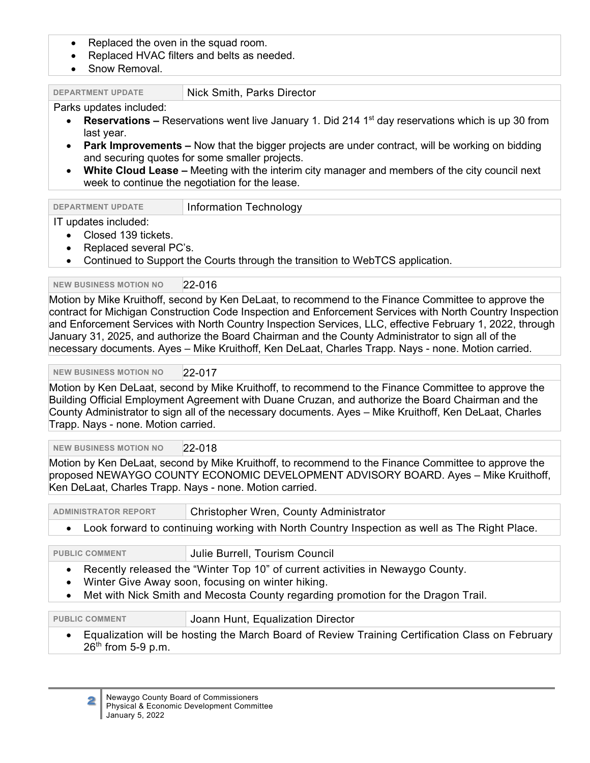- Replaced the oven in the squad room.
- Replaced HVAC filters and belts as needed.
- Snow Removal.

| DEPARTMENT UPDATE | Nick Smith, Parks Director |
|---|---|

Parks updates included:

- **Reservations –** Reservations went live January 1. Did 214 1st day reservations which is up 30 from last year.
- **Park Improvements –** Now that the bigger projects are under contract, will be working on bidding and securing quotes for some smaller projects.
- **White Cloud Lease –** Meeting with the interim city manager and members of the city council next week to continue the negotiation for the lease.

| DEPARTMENT UPDATE | Information Technology |
|---|---|

IT updates included:

- Closed 139 tickets.
- Replaced several PC's.
- Continued to Support the Courts through the transition to WebTCS application.

| NEW BUSINESS MOTION NO | 22-016 |
|---|---|

Motion by Mike Kruithoff, second by Ken DeLaat, to recommend to the Finance Committee to approve the contract for Michigan Construction Code Inspection and Enforcement Services with North Country Inspection and Enforcement Services with North Country Inspection Services, LLC, effective February 1, 2022, through January 31, 2025, and authorize the Board Chairman and the County Administrator to sign all of the necessary documents. Ayes – Mike Kruithoff, Ken DeLaat, Charles Trapp. Nays - none. Motion carried.

| NEW BUSINESS MOTION NO | 22-017 |
|---|---|

Motion by Ken DeLaat, second by Mike Kruithoff, to recommend to the Finance Committee to approve the Building Official Employment Agreement with Duane Cruzan, and authorize the Board Chairman and the County Administrator to sign all of the necessary documents. Ayes – Mike Kruithoff, Ken DeLaat, Charles Trapp. Nays - none. Motion carried.

| NEW BUSINESS MOTION NO | 22-018 |
|---|---|

Motion by Ken DeLaat, second by Mike Kruithoff, to recommend to the Finance Committee to approve the proposed NEWAYGO COUNTY ECONOMIC DEVELOPMENT ADVISORY BOARD. Ayes – Mike Kruithoff, Ken DeLaat, Charles Trapp. Nays - none. Motion carried.

| ADMINISTRATOR REPORT | Christopher Wren, County Administrator |
|---|---|

- Look forward to continuing working with North Country Inspection as well as The Right Place.

| PUBLIC COMMENT | Julie Burrell, Tourism Council |
|---|---|

- Recently released the "Winter Top 10" of current activities in Newaygo County.
- Winter Give Away soon, focusing on winter hiking.
- Met with Nick Smith and Mecosta County regarding promotion for the Dragon Trail.

| PUBLIC COMMENT | Joann Hunt, Equalization Director |
|---|---|

- Equalization will be hosting the March Board of Review Training Certification Class on February 26th from 5-9 p.m.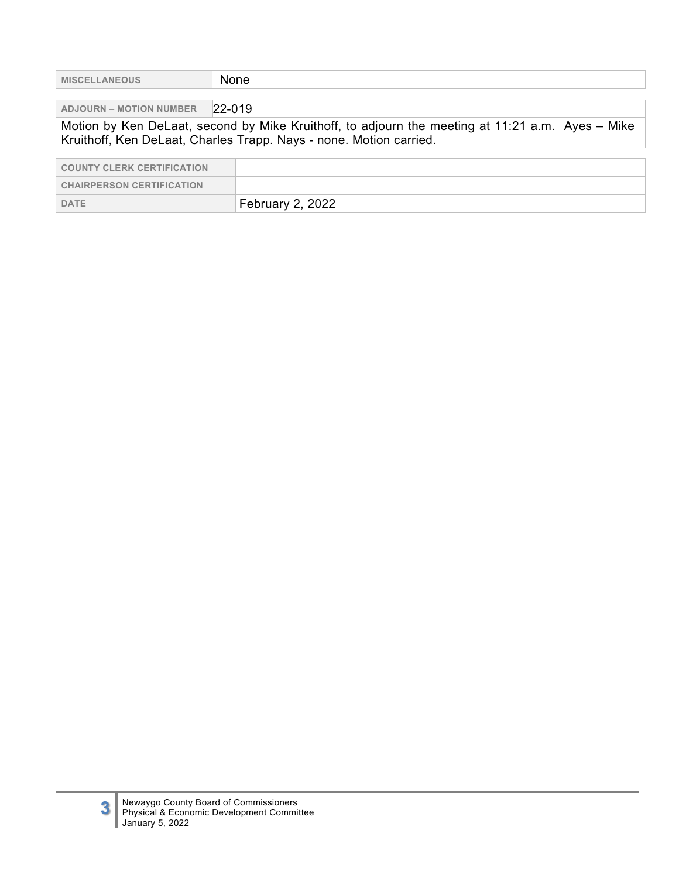| | |
|---|---|
| MISCELLANEOUS | None |

| | |
|---|---|
| ADJOURN – MOTION NUMBER | 22-019 |

Motion by Ken DeLaat, second by Mike Kruithoff, to adjourn the meeting at 11:21 a.m. Ayes – Mike Kruithoff, Ken DeLaat, Charles Trapp. Nays - none. Motion carried.

| | |
|---|---|
| COUNTY CLERK CERTIFICATION | |
| CHAIRPERSON CERTIFICATION | |
| DATE | February 2, 2022 |